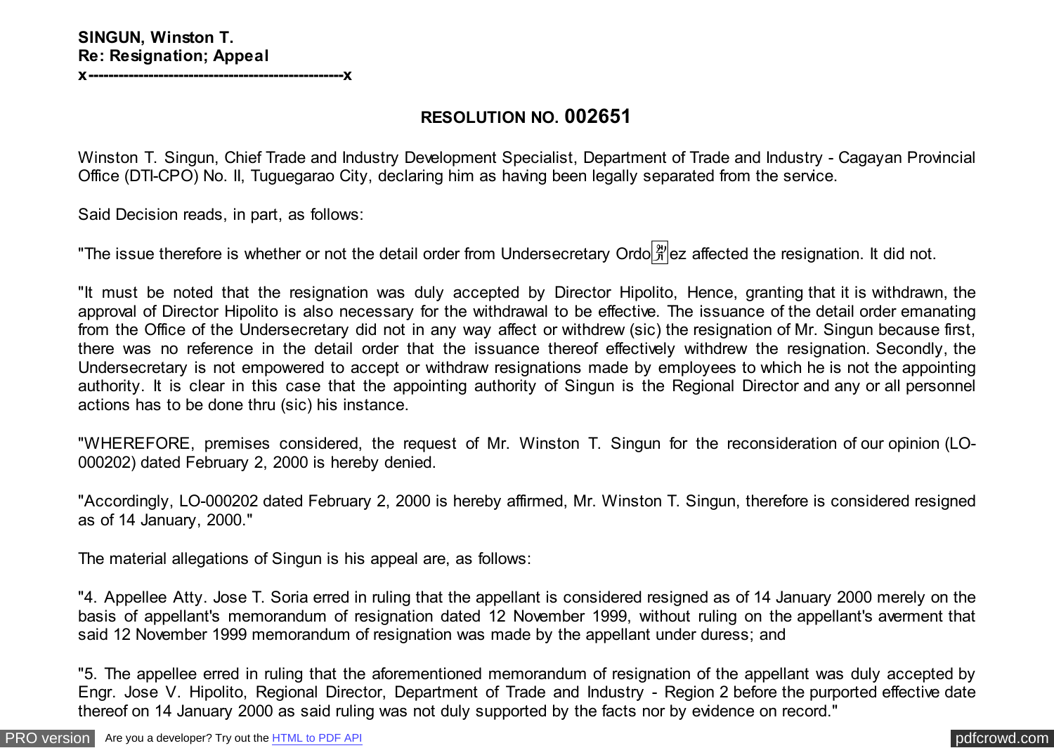**SINGUN, Winston T.**
**Re: Resignation; Appeal**
**x-------------------------------------------------x**

## RESOLUTION NO. 002651

Winston T. Singun, Chief Trade and Industry Development Specialist, Department of Trade and Industry - Cagayan Provincial Office (DTI-CPO) No. II, Tuguegarao City, declaring him as having been legally separated from the service.

Said Decision reads, in part, as follows:

"The issue therefore is whether or not the detail order from Undersecretary Ordoñez affected the resignation. It did not.

"It must be noted that the resignation was duly accepted by Director Hipolito, Hence, granting that it is withdrawn, the approval of Director Hipolito is also necessary for the withdrawal to be effective. The issuance of the detail order emanating from the Office of the Undersecretary did not in any way affect or withdrew (sic) the resignation of Mr. Singun because first, there was no reference in the detail order that the issuance thereof effectively withdrew the resignation. Secondly, the Undersecretary is not empowered to accept or withdraw resignations made by employees to which he is not the appointing authority. It is clear in this case that the appointing authority of Singun is the Regional Director and any or all personnel actions has to be done thru (sic) his instance.

"WHEREFORE, premises considered, the request of Mr. Winston T. Singun for the reconsideration of our opinion (LO-000202) dated February 2, 2000 is hereby denied.

"Accordingly, LO-000202 dated February 2, 2000 is hereby affirmed, Mr. Winston T. Singun, therefore is considered resigned as of 14 January, 2000."

The material allegations of Singun is his appeal are, as follows:

"4. Appellee Atty. Jose T. Soria erred in ruling that the appellant is considered resigned as of 14 January 2000 merely on the basis of appellant's memorandum of resignation dated 12 November 1999, without ruling on the appellant's averment that said 12 November 1999 memorandum of resignation was made by the appellant under duress; and

"5. The appellee erred in ruling that the aforementioned memorandum of resignation of the appellant was duly accepted by Engr. Jose V. Hipolito, Regional Director, Department of Trade and Industry - Region 2 before the purported effective date thereof on 14 January 2000 as said ruling was not duly supported by the facts nor by evidence on record."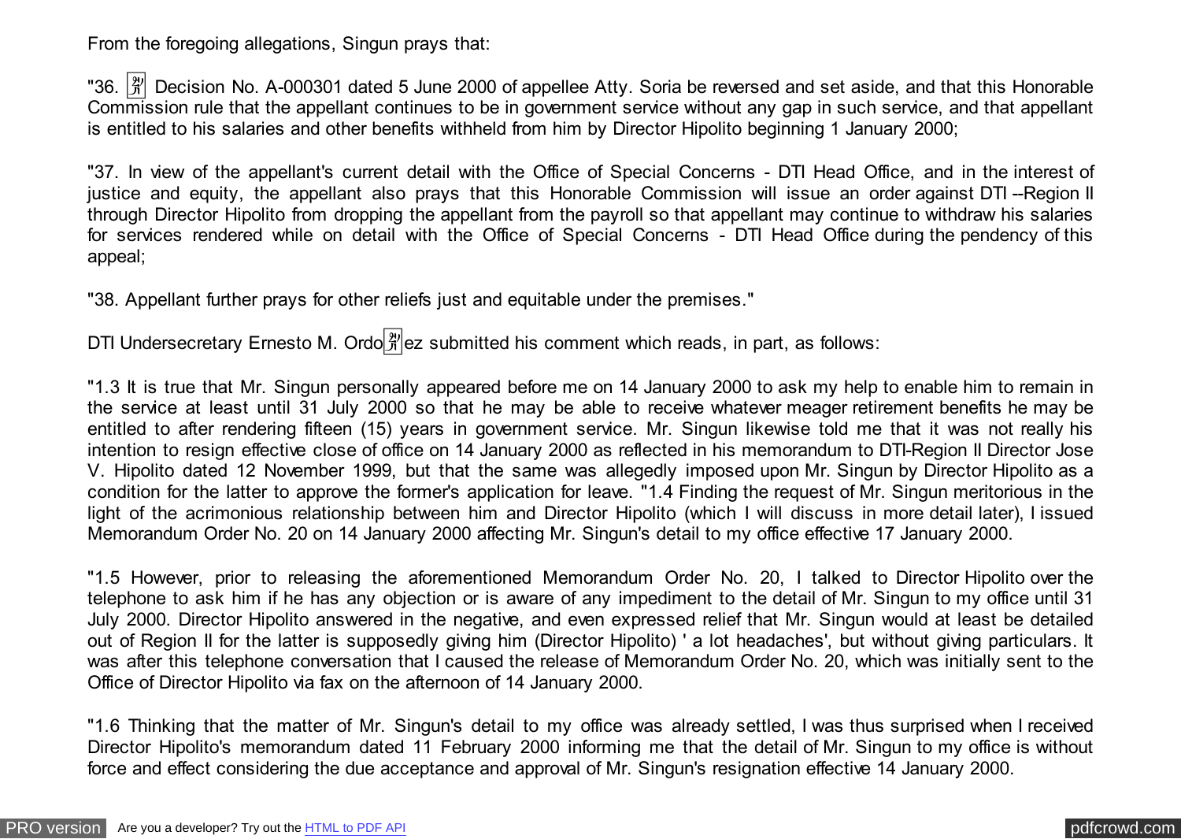From the foregoing allegations, Singun prays that:

"36. 🈷 Decision No. A-000301 dated 5 June 2000 of appellee Atty. Soria be reversed and set aside, and that this Honorable Commission rule that the appellant continues to be in government service without any gap in such service, and that appellant is entitled to his salaries and other benefits withheld from him by Director Hipolito beginning 1 January 2000;

"37. In view of the appellant's current detail with the Office of Special Concerns - DTI Head Office, and in the interest of justice and equity, the appellant also prays that this Honorable Commission will issue an order against DTI --Region II through Director Hipolito from dropping the appellant from the payroll so that appellant may continue to withdraw his salaries for services rendered while on detail with the Office of Special Concerns - DTI Head Office during the pendency of this appeal;

"38. Appellant further prays for other reliefs just and equitable under the premises."

DTI Undersecretary Ernesto M. Ordo🈷ez submitted his comment which reads, in part, as follows:

"1.3 It is true that Mr. Singun personally appeared before me on 14 January 2000 to ask my help to enable him to remain in the service at least until 31 July 2000 so that he may be able to receive whatever meager retirement benefits he may be entitled to after rendering fifteen (15) years in government service. Mr. Singun likewise told me that it was not really his intention to resign effective close of office on 14 January 2000 as reflected in his memorandum to DTI-Region II Director Jose V. Hipolito dated 12 November 1999, but that the same was allegedly imposed upon Mr. Singun by Director Hipolito as a condition for the latter to approve the former's application for leave. "1.4 Finding the request of Mr. Singun meritorious in the light of the acrimonious relationship between him and Director Hipolito (which I will discuss in more detail later), I issued Memorandum Order No. 20 on 14 January 2000 affecting Mr. Singun's detail to my office effective 17 January 2000.

"1.5 However, prior to releasing the aforementioned Memorandum Order No. 20, I talked to Director Hipolito over the telephone to ask him if he has any objection or is aware of any impediment to the detail of Mr. Singun to my office until 31 July 2000. Director Hipolito answered in the negative, and even expressed relief that Mr. Singun would at least be detailed out of Region II for the latter is supposedly giving him (Director Hipolito) ' a lot headaches', but without giving particulars. It was after this telephone conversation that I caused the release of Memorandum Order No. 20, which was initially sent to the Office of Director Hipolito via fax on the afternoon of 14 January 2000.

"1.6 Thinking that the matter of Mr. Singun's detail to my office was already settled, I was thus surprised when I received Director Hipolito's memorandum dated 11 February 2000 informing me that the detail of Mr. Singun to my office is without force and effect considering the due acceptance and approval of Mr. Singun's resignation effective 14 January 2000.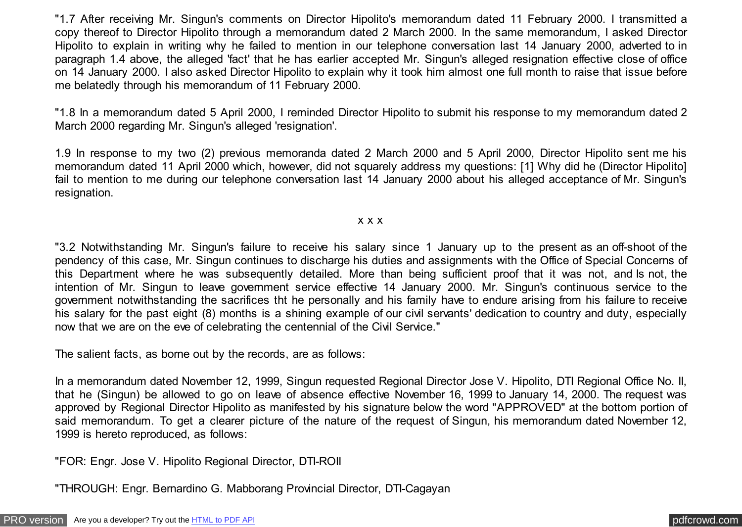"1.7 After receiving Mr. Singun's comments on Director Hipolito's memorandum dated 11 February 2000. I transmitted a copy thereof to Director Hipolito through a memorandum dated 2 March 2000. In the same memorandum, I asked Director Hipolito to explain in writing why he failed to mention in our telephone conversation last 14 January 2000, adverted to in paragraph 1.4 above, the alleged 'fact' that he has earlier accepted Mr. Singun's alleged resignation effective close of office on 14 January 2000. I also asked Director Hipolito to explain why it took him almost one full month to raise that issue before me belatedly through his memorandum of 11 February 2000.

"1.8 In a memorandum dated 5 April 2000, I reminded Director Hipolito to submit his response to my memorandum dated 2 March 2000 regarding Mr. Singun's alleged 'resignation'.

1.9 In response to my two (2) previous memoranda dated 2 March 2000 and 5 April 2000, Director Hipolito sent me his memorandum dated 11 April 2000 which, however, did not squarely address my questions: [1] Why did he (Director Hipolito] fail to mention to me during our telephone conversation last 14 January 2000 about his alleged acceptance of Mr. Singun's resignation.

x x x

"3.2 Notwithstanding Mr. Singun's failure to receive his salary since 1 January up to the present as an off-shoot of the pendency of this case, Mr. Singun continues to discharge his duties and assignments with the Office of Special Concerns of this Department where he was subsequently detailed. More than being sufficient proof that it was not, and Is not, the intention of Mr. Singun to leave government service effective 14 January 2000. Mr. Singun's continuous service to the government notwithstanding the sacrifices tht he personally and his family have to endure arising from his failure to receive his salary for the past eight (8) months is a shining example of our civil servants' dedication to country and duty, especially now that we are on the eve of celebrating the centennial of the Civil Service."

The salient facts, as borne out by the records, are as follows:

In a memorandum dated November 12, 1999, Singun requested Regional Director Jose V. Hipolito, DTI Regional Office No. II, that he (Singun) be allowed to go on leave of absence effective November 16, 1999 to January 14, 2000. The request was approved by Regional Director Hipolito as manifested by his signature below the word "APPROVED" at the bottom portion of said memorandum. To get a clearer picture of the nature of the request of Singun, his memorandum dated November 12, 1999 is hereto reproduced, as follows:

"FOR: Engr. Jose V. Hipolito Regional Director, DTI-ROII

"THROUGH: Engr. Bernardino G. Mabborang Provincial Director, DTI-Cagayan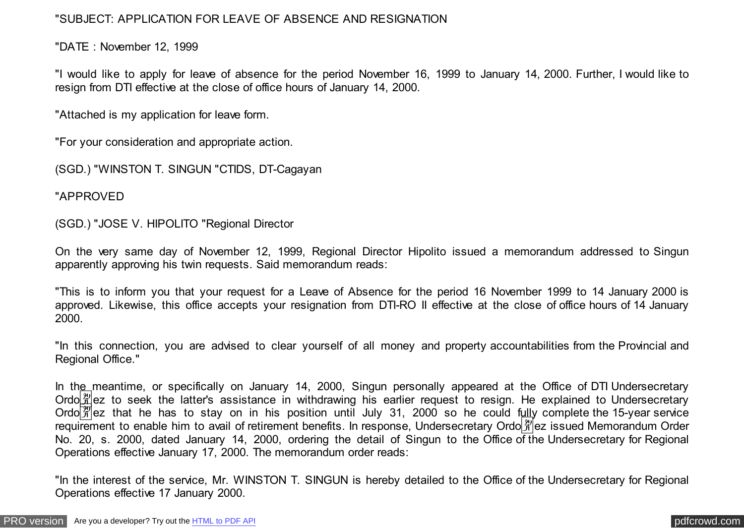"SUBJECT: APPLICATION FOR LEAVE OF ABSENCE AND RESIGNATION

"DATE : November 12, 1999

"I would like to apply for leave of absence for the period November 16, 1999 to January 14, 2000. Further, I would like to resign from DTI effective at the close of office hours of January 14, 2000.

"Attached is my application for leave form.

"For your consideration and appropriate action.

(SGD.) "WINSTON T. SINGUN "CTIDS, DT-Cagayan

"APPROVED

(SGD.) "JOSE V. HIPOLITO "Regional Director

On the very same day of November 12, 1999, Regional Director Hipolito issued a memorandum addressed to Singun apparently approving his twin requests. Said memorandum reads:

"This is to inform you that your request for a Leave of Absence for the period 16 November 1999 to 14 January 2000 is approved. Likewise, this office accepts your resignation from DTI-RO II effective at the close of office hours of 14 January 2000.

"In this connection, you are advised to clear yourself of all money and property accountabilities from the Provincial and Regional Office."

In the meantime, or specifically on January 14, 2000, Singun personally appeared at the Office of DTI Undersecretary Ordoñez to seek the latter's assistance in withdrawing his earlier request to resign. He explained to Undersecretary Ordoñez that he has to stay on in his position until July 31, 2000 so he could fully complete the 15-year service requirement to enable him to avail of retirement benefits. In response, Undersecretary Ordoñez issued Memorandum Order No. 20, s. 2000, dated January 14, 2000, ordering the detail of Singun to the Office of the Undersecretary for Regional Operations effective January 17, 2000. The memorandum order reads:

"In the interest of the service, Mr. WINSTON T. SINGUN is hereby detailed to the Office of the Undersecretary for Regional Operations effective 17 January 2000.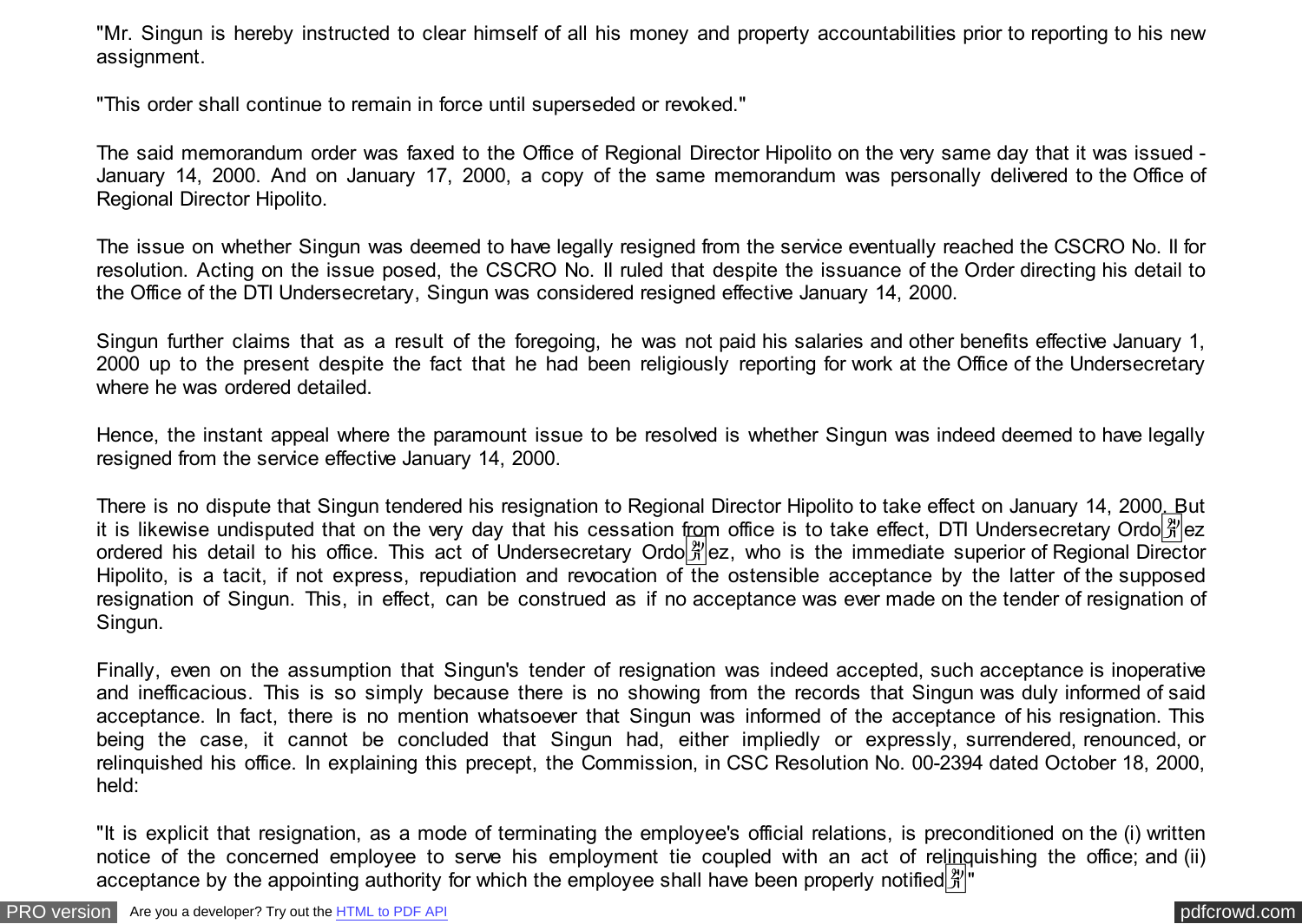"Mr. Singun is hereby instructed to clear himself of all his money and property accountabilities prior to reporting to his new assignment.

"This order shall continue to remain in force until superseded or revoked."

The said memorandum order was faxed to the Office of Regional Director Hipolito on the very same day that it was issued - January 14, 2000. And on January 17, 2000, a copy of the same memorandum was personally delivered to the Office of Regional Director Hipolito.

The issue on whether Singun was deemed to have legally resigned from the service eventually reached the CSCRO No. II for resolution. Acting on the issue posed, the CSCRO No. II ruled that despite the issuance of the Order directing his detail to the Office of the DTI Undersecretary, Singun was considered resigned effective January 14, 2000.

Singun further claims that as a result of the foregoing, he was not paid his salaries and other benefits effective January 1, 2000 up to the present despite the fact that he had been religiously reporting for work at the Office of the Undersecretary where he was ordered detailed.

Hence, the instant appeal where the paramount issue to be resolved is whether Singun was indeed deemed to have legally resigned from the service effective January 14, 2000.

There is no dispute that Singun tendered his resignation to Regional Director Hipolito to take effect on January 14, 2000. But it is likewise undisputed that on the very day that his cessation from office is to take effect, DTI Undersecretary Ordoñez ordered his detail to his office. This act of Undersecretary Ordoñez, who is the immediate superior of Regional Director Hipolito, is a tacit, if not express, repudiation and revocation of the ostensible acceptance by the latter of the supposed resignation of Singun. This, in effect, can be construed as if no acceptance was ever made on the tender of resignation of Singun.

Finally, even on the assumption that Singun's tender of resignation was indeed accepted, such acceptance is inoperative and inefficacious. This is so simply because there is no showing from the records that Singun was duly informed of said acceptance. In fact, there is no mention whatsoever that Singun was informed of the acceptance of his resignation. This being the case, it cannot be concluded that Singun had, either impliedly or expressly, surrendered, renounced, or relinquished his office. In explaining this precept, the Commission, in CSC Resolution No. 00-2394 dated October 18, 2000, held:

"It is explicit that resignation, as a mode of terminating the employee's official relations, is preconditioned on the (i) written notice of the concerned employee to serve his employment tie coupled with an act of relinquishing the office; and (ii) acceptance by the appointing authority for which the employee shall have been properly notified."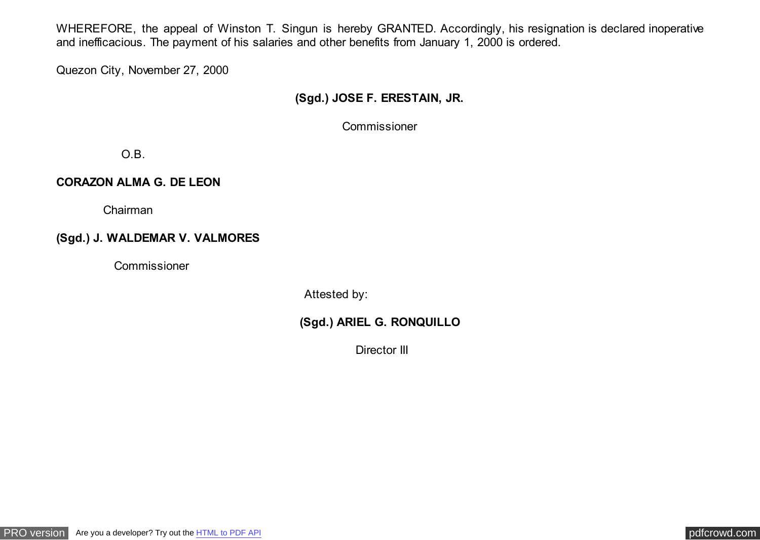WHEREFORE, the appeal of Winston T. Singun is hereby GRANTED. Accordingly, his resignation is declared inoperative and inefficacious. The payment of his salaries and other benefits from January 1, 2000 is ordered.

Quezon City, November 27, 2000

**(Sgd.) JOSE F. ERESTAIN, JR.**

Commissioner

O.B.

**CORAZON ALMA G. DE LEON**

Chairman

**(Sgd.) J. WALDEMAR V. VALMORES**

Commissioner

Attested by:

**(Sgd.) ARIEL G. RONQUILLO**

Director III